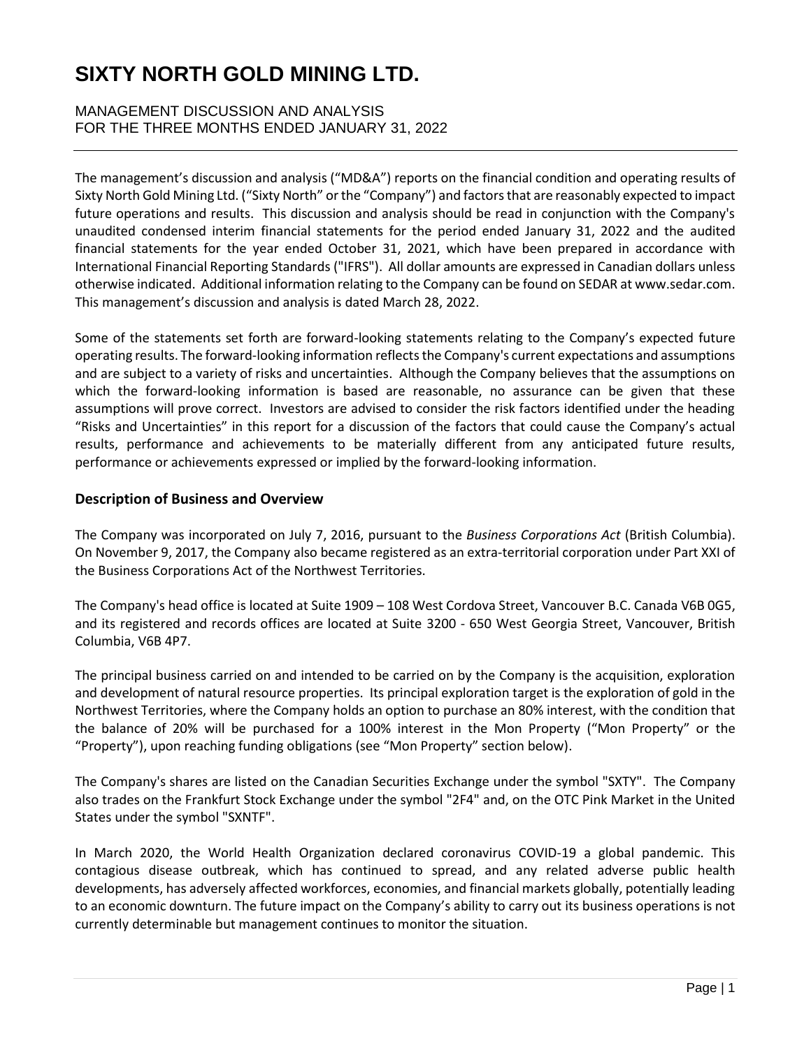# SIXTY NORTH GOLD MINING LTD.

MANAGEMENT DISCUSSION AND ANALYSIS
FOR THE THREE MONTHS ENDED JANUARY 31, 2022

The management's discussion and analysis ("MD&A") reports on the financial condition and operating results of Sixty North Gold Mining Ltd. ("Sixty North" or the "Company") and factors that are reasonably expected to impact future operations and results. This discussion and analysis should be read in conjunction with the Company's unaudited condensed interim financial statements for the period ended January 31, 2022 and the audited financial statements for the year ended October 31, 2021, which have been prepared in accordance with International Financial Reporting Standards ("IFRS"). All dollar amounts are expressed in Canadian dollars unless otherwise indicated. Additional information relating to the Company can be found on SEDAR at www.sedar.com. This management's discussion and analysis is dated March 28, 2022.

Some of the statements set forth are forward-looking statements relating to the Company's expected future operating results. The forward-looking information reflects the Company's current expectations and assumptions and are subject to a variety of risks and uncertainties. Although the Company believes that the assumptions on which the forward-looking information is based are reasonable, no assurance can be given that these assumptions will prove correct. Investors are advised to consider the risk factors identified under the heading "Risks and Uncertainties" in this report for a discussion of the factors that could cause the Company's actual results, performance and achievements to be materially different from any anticipated future results, performance or achievements expressed or implied by the forward-looking information.

## Description of Business and Overview

The Company was incorporated on July 7, 2016, pursuant to the *Business Corporations Act* (British Columbia). On November 9, 2017, the Company also became registered as an extra-territorial corporation under Part XXI of the Business Corporations Act of the Northwest Territories.

The Company's head office is located at Suite 1909 – 108 West Cordova Street, Vancouver B.C. Canada V6B 0G5, and its registered and records offices are located at Suite 3200 - 650 West Georgia Street, Vancouver, British Columbia, V6B 4P7.

The principal business carried on and intended to be carried on by the Company is the acquisition, exploration and development of natural resource properties. Its principal exploration target is the exploration of gold in the Northwest Territories, where the Company holds an option to purchase an 80% interest, with the condition that the balance of 20% will be purchased for a 100% interest in the Mon Property ("Mon Property" or the "Property"), upon reaching funding obligations (see "Mon Property" section below).

The Company's shares are listed on the Canadian Securities Exchange under the symbol "SXTY". The Company also trades on the Frankfurt Stock Exchange under the symbol "2F4" and, on the OTC Pink Market in the United States under the symbol "SXNTF".

In March 2020, the World Health Organization declared coronavirus COVID-19 a global pandemic. This contagious disease outbreak, which has continued to spread, and any related adverse public health developments, has adversely affected workforces, economies, and financial markets globally, potentially leading to an economic downturn. The future impact on the Company's ability to carry out its business operations is not currently determinable but management continues to monitor the situation.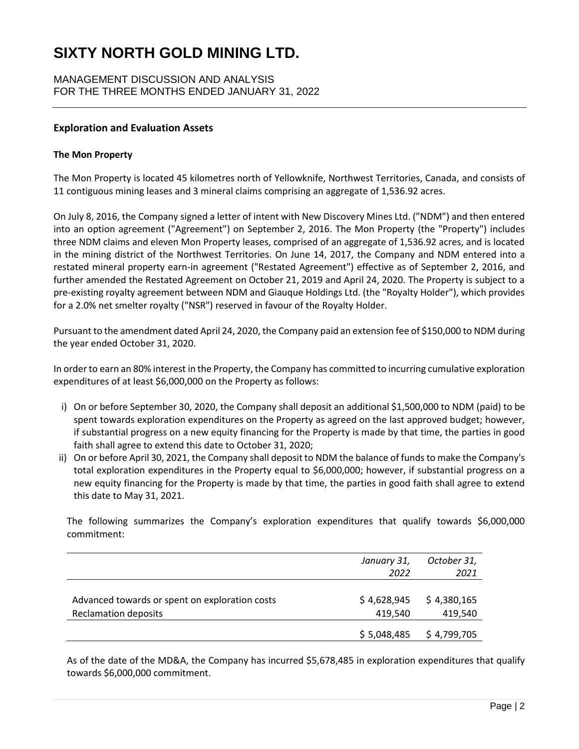## Exploration and Evaluation Assets

### The Mon Property

The Mon Property is located 45 kilometres north of Yellowknife, Northwest Territories, Canada, and consists of 11 contiguous mining leases and 3 mineral claims comprising an aggregate of 1,536.92 acres.

On July 8, 2016, the Company signed a letter of intent with New Discovery Mines Ltd. ("NDM") and then entered into an option agreement ("Agreement") on September 2, 2016. The Mon Property (the "Property") includes three NDM claims and eleven Mon Property leases, comprised of an aggregate of 1,536.92 acres, and is located in the mining district of the Northwest Territories. On June 14, 2017, the Company and NDM entered into a restated mineral property earn-in agreement ("Restated Agreement") effective as of September 2, 2016, and further amended the Restated Agreement on October 21, 2019 and April 24, 2020. The Property is subject to a pre-existing royalty agreement between NDM and Giauque Holdings Ltd. (the "Royalty Holder"), which provides for a 2.0% net smelter royalty ("NSR") reserved in favour of the Royalty Holder.

Pursuant to the amendment dated April 24, 2020, the Company paid an extension fee of $150,000 to NDM during the year ended October 31, 2020.

In order to earn an 80% interest in the Property, the Company has committed to incurring cumulative exploration expenditures of at least $6,000,000 on the Property as follows:

i) On or before September 30, 2020, the Company shall deposit an additional $1,500,000 to NDM (paid) to be spent towards exploration expenditures on the Property as agreed on the last approved budget; however, if substantial progress on a new equity financing for the Property is made by that time, the parties in good faith shall agree to extend this date to October 31, 2020;
ii) On or before April 30, 2021, the Company shall deposit to NDM the balance of funds to make the Company's total exploration expenditures in the Property equal to $6,000,000; however, if substantial progress on a new equity financing for the Property is made by that time, the parties in good faith shall agree to extend this date to May 31, 2021.

The following summarizes the Company's exploration expenditures that qualify towards $6,000,000 commitment:

| | *January 31, 2022* | *October 31, 2021* |
|---|---|---|
| Advanced towards or spent on exploration costs | $ 4,628,945 | $ 4,380,165 |
| Reclamation deposits | 419,540 | 419,540 |
| | $ 5,048,485 | $ 4,799,705 |

As of the date of the MD&A, the Company has incurred $5,678,485 in exploration expenditures that qualify towards $6,000,000 commitment.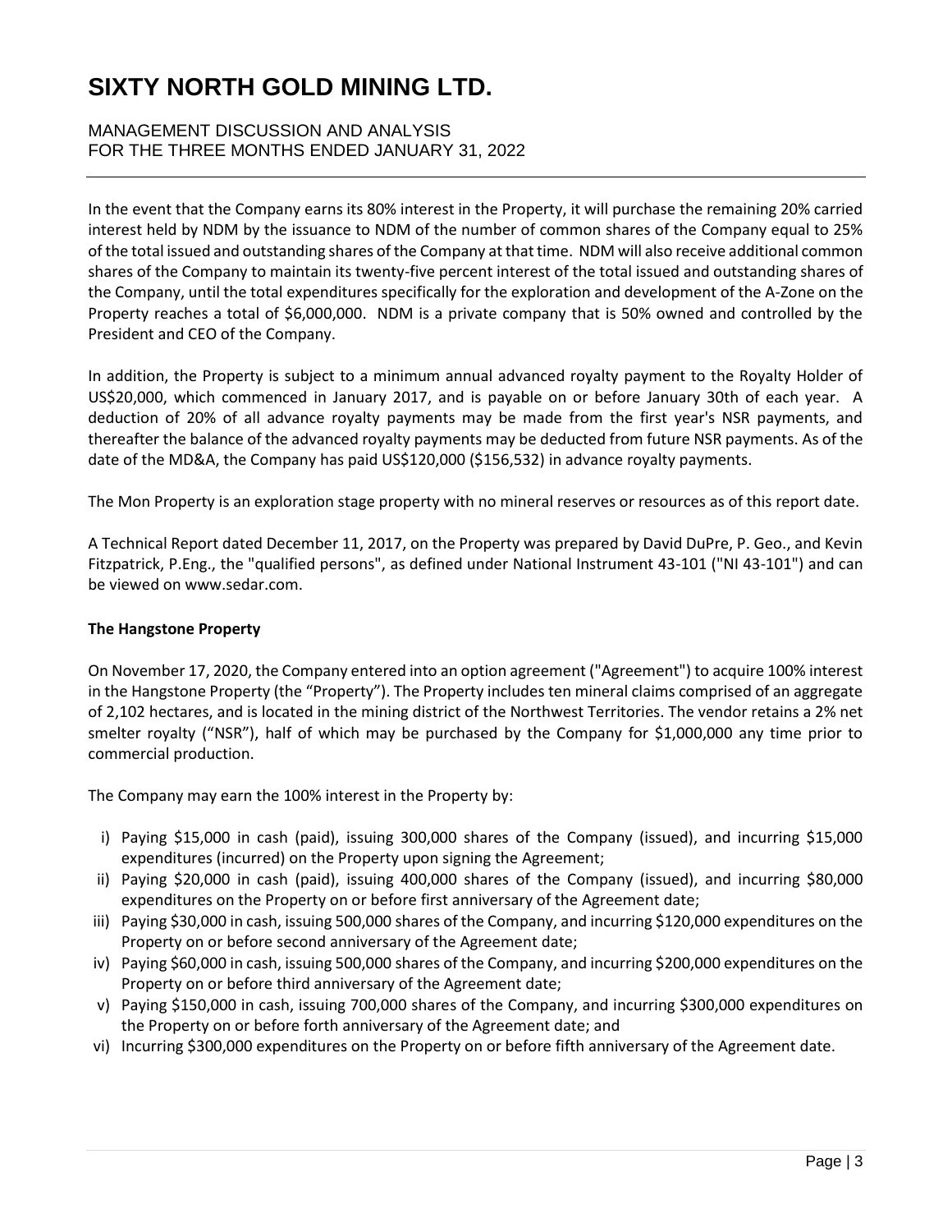In the event that the Company earns its 80% interest in the Property, it will purchase the remaining 20% carried interest held by NDM by the issuance to NDM of the number of common shares of the Company equal to 25% of the total issued and outstanding shares of the Company at that time. NDM will also receive additional common shares of the Company to maintain its twenty-five percent interest of the total issued and outstanding shares of the Company, until the total expenditures specifically for the exploration and development of the A-Zone on the Property reaches a total of $6,000,000. NDM is a private company that is 50% owned and controlled by the President and CEO of the Company.

In addition, the Property is subject to a minimum annual advanced royalty payment to the Royalty Holder of US$20,000, which commenced in January 2017, and is payable on or before January 30th of each year. A deduction of 20% of all advance royalty payments may be made from the first year's NSR payments, and thereafter the balance of the advanced royalty payments may be deducted from future NSR payments. As of the date of the MD&A, the Company has paid US$120,000 ($156,532) in advance royalty payments.

The Mon Property is an exploration stage property with no mineral reserves or resources as of this report date.

A Technical Report dated December 11, 2017, on the Property was prepared by David DuPre, P. Geo., and Kevin Fitzpatrick, P.Eng., the "qualified persons", as defined under National Instrument 43-101 ("NI 43-101") and can be viewed on www.sedar.com.

**The Hangstone Property**

On November 17, 2020, the Company entered into an option agreement ("Agreement") to acquire 100% interest in the Hangstone Property (the "Property"). The Property includes ten mineral claims comprised of an aggregate of 2,102 hectares, and is located in the mining district of the Northwest Territories. The vendor retains a 2% net smelter royalty ("NSR"), half of which may be purchased by the Company for $1,000,000 any time prior to commercial production.

The Company may earn the 100% interest in the Property by:

i) Paying $15,000 in cash (paid), issuing 300,000 shares of the Company (issued), and incurring $15,000 expenditures (incurred) on the Property upon signing the Agreement;
ii) Paying $20,000 in cash (paid), issuing 400,000 shares of the Company (issued), and incurring $80,000 expenditures on the Property on or before first anniversary of the Agreement date;
iii) Paying $30,000 in cash, issuing 500,000 shares of the Company, and incurring $120,000 expenditures on the Property on or before second anniversary of the Agreement date;
iv) Paying $60,000 in cash, issuing 500,000 shares of the Company, and incurring $200,000 expenditures on the Property on or before third anniversary of the Agreement date;
v) Paying $150,000 in cash, issuing 700,000 shares of the Company, and incurring $300,000 expenditures on the Property on or before forth anniversary of the Agreement date; and
vi) Incurring $300,000 expenditures on the Property on or before fifth anniversary of the Agreement date.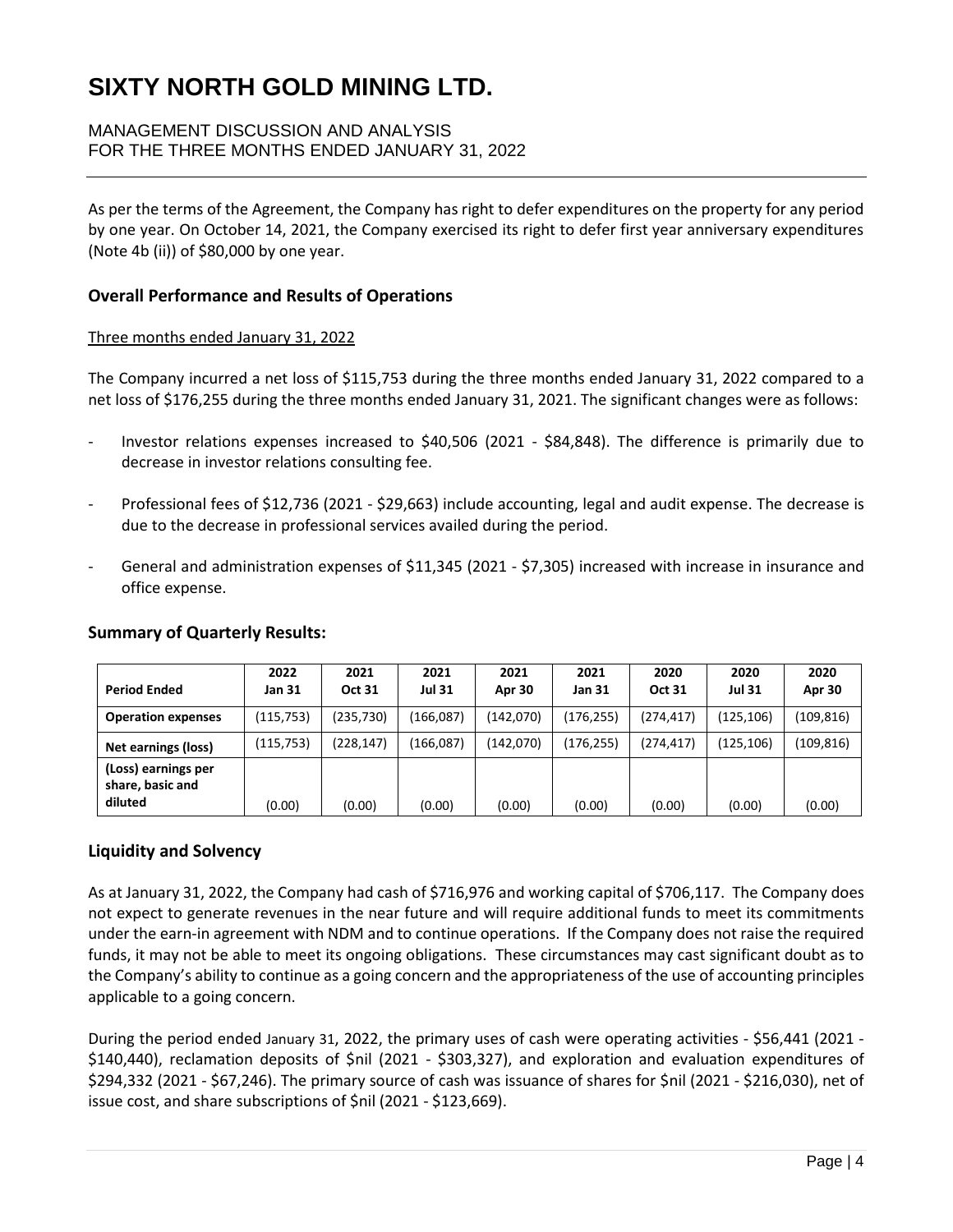As per the terms of the Agreement, the Company has right to defer expenditures on the property for any period by one year. On October 14, 2021, the Company exercised its right to defer first year anniversary expenditures (Note 4b (ii)) of $80,000 by one year.

## Overall Performance and Results of Operations

Three months ended January 31, 2022

The Company incurred a net loss of $115,753 during the three months ended January 31, 2022 compared to a net loss of $176,255 during the three months ended January 31, 2021. The significant changes were as follows:

- Investor relations expenses increased to $40,506 (2021 - $84,848). The difference is primarily due to decrease in investor relations consulting fee.

- Professional fees of $12,736 (2021 - $29,663) include accounting, legal and audit expense. The decrease is due to the decrease in professional services availed during the period.

- General and administration expenses of $11,345 (2021 - $7,305) increased with increase in insurance and office expense.

## Summary of Quarterly Results:

| Period Ended | 2022 Jan 31 | 2021 Oct 31 | 2021 Jul 31 | 2021 Apr 30 | 2021 Jan 31 | 2020 Oct 31 | 2020 Jul 31 | 2020 Apr 30 |
|---|---|---|---|---|---|---|---|---|
| **Operation expenses** | (115,753) | (235,730) | (166,087) | (142,070) | (176,255) | (274,417) | (125,106) | (109,816) |
| **Net earnings (loss)** | (115,753) | (228,147) | (166,087) | (142,070) | (176,255) | (274,417) | (125,106) | (109,816) |
| **(Loss) earnings per share, basic and diluted** | (0.00) | (0.00) | (0.00) | (0.00) | (0.00) | (0.00) | (0.00) | (0.00) |

## Liquidity and Solvency

As at January 31, 2022, the Company had cash of $716,976 and working capital of $706,117. The Company does not expect to generate revenues in the near future and will require additional funds to meet its commitments under the earn-in agreement with NDM and to continue operations. If the Company does not raise the required funds, it may not be able to meet its ongoing obligations. These circumstances may cast significant doubt as to the Company's ability to continue as a going concern and the appropriateness of the use of accounting principles applicable to a going concern.

During the period ended January 31, 2022, the primary uses of cash were operating activities - $56,441 (2021 - $140,440), reclamation deposits of $nil (2021 - $303,327), and exploration and evaluation expenditures of $294,332 (2021 - $67,246). The primary source of cash was issuance of shares for $nil (2021 - $216,030), net of issue cost, and share subscriptions of $nil (2021 - $123,669).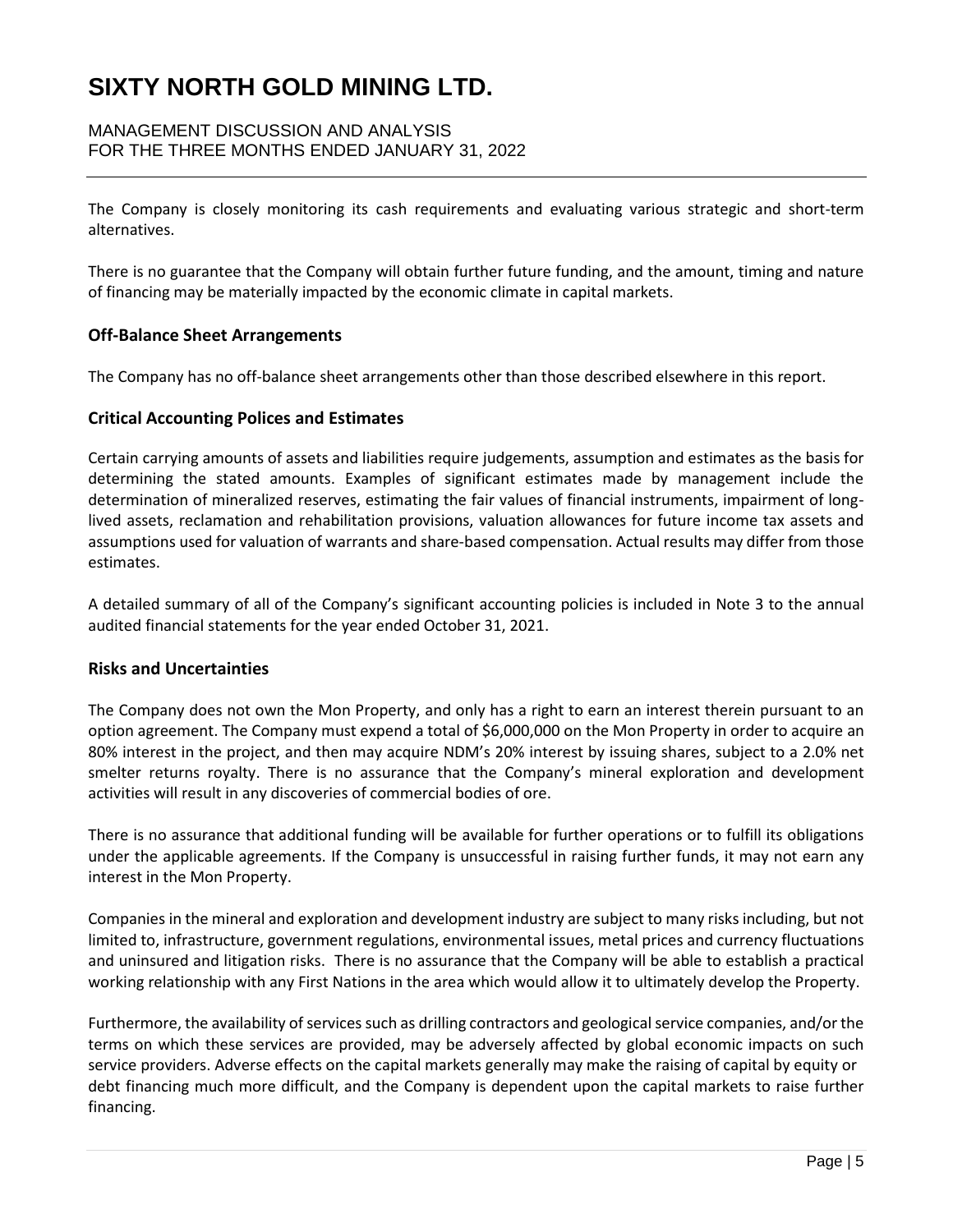The Company is closely monitoring its cash requirements and evaluating various strategic and short-term alternatives.

There is no guarantee that the Company will obtain further future funding, and the amount, timing and nature of financing may be materially impacted by the economic climate in capital markets.

## Off-Balance Sheet Arrangements

The Company has no off-balance sheet arrangements other than those described elsewhere in this report.

## Critical Accounting Polices and Estimates

Certain carrying amounts of assets and liabilities require judgements, assumption and estimates as the basis for determining the stated amounts. Examples of significant estimates made by management include the determination of mineralized reserves, estimating the fair values of financial instruments, impairment of long-lived assets, reclamation and rehabilitation provisions, valuation allowances for future income tax assets and assumptions used for valuation of warrants and share-based compensation. Actual results may differ from those estimates.

A detailed summary of all of the Company's significant accounting policies is included in Note 3 to the annual audited financial statements for the year ended October 31, 2021.

## Risks and Uncertainties

The Company does not own the Mon Property, and only has a right to earn an interest therein pursuant to an option agreement. The Company must expend a total of $6,000,000 on the Mon Property in order to acquire an 80% interest in the project, and then may acquire NDM's 20% interest by issuing shares, subject to a 2.0% net smelter returns royalty. There is no assurance that the Company's mineral exploration and development activities will result in any discoveries of commercial bodies of ore.

There is no assurance that additional funding will be available for further operations or to fulfill its obligations under the applicable agreements. If the Company is unsuccessful in raising further funds, it may not earn any interest in the Mon Property.

Companies in the mineral and exploration and development industry are subject to many risks including, but not limited to, infrastructure, government regulations, environmental issues, metal prices and currency fluctuations and uninsured and litigation risks. There is no assurance that the Company will be able to establish a practical working relationship with any First Nations in the area which would allow it to ultimately develop the Property.

Furthermore, the availability of services such as drilling contractors and geological service companies, and/or the terms on which these services are provided, may be adversely affected by global economic impacts on such service providers. Adverse effects on the capital markets generally may make the raising of capital by equity or debt financing much more difficult, and the Company is dependent upon the capital markets to raise further financing.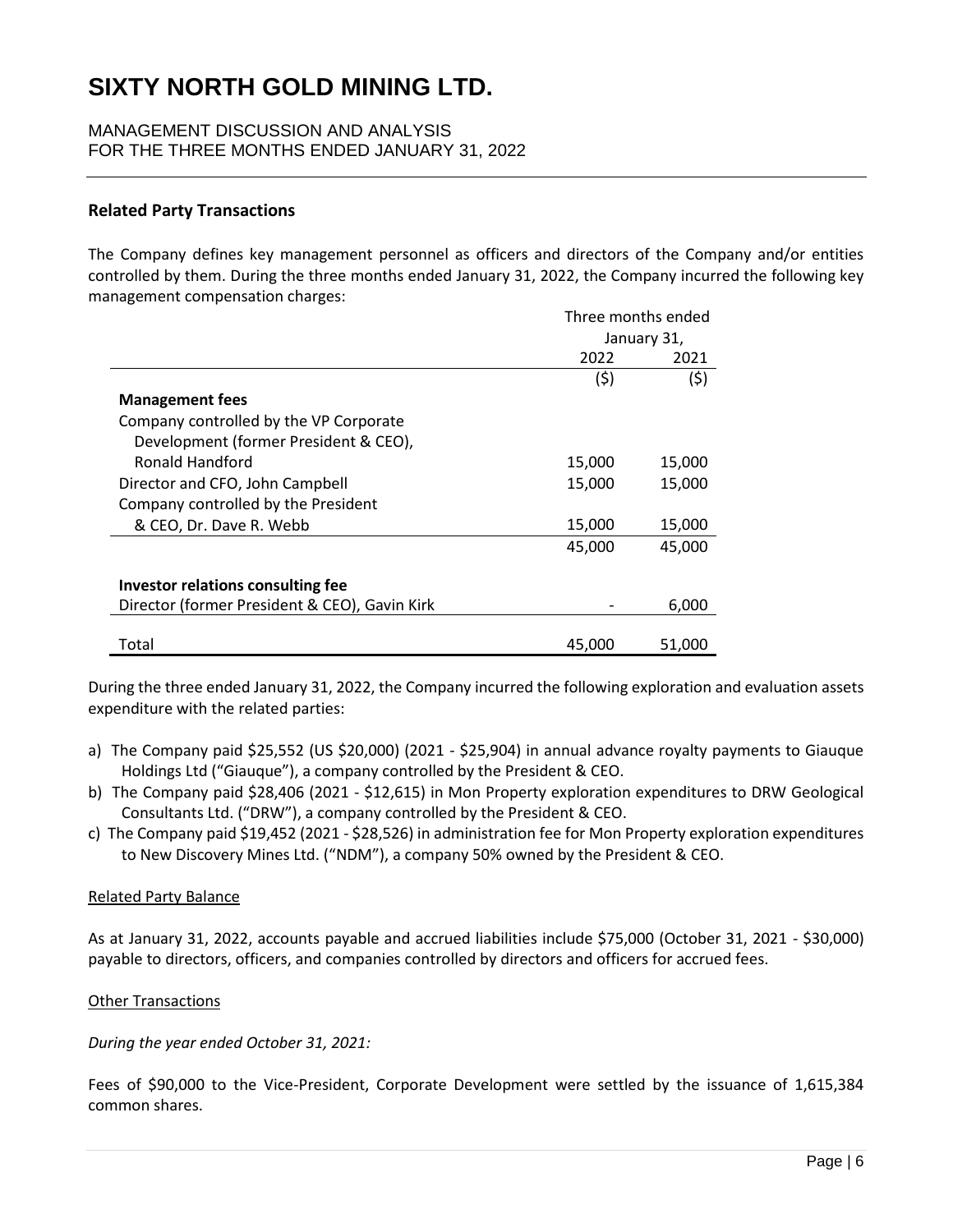## Related Party Transactions

The Company defines key management personnel as officers and directors of the Company and/or entities controlled by them. During the three months ended January 31, 2022, the Company incurred the following key management compensation charges:

| | Three months ended January 31, | |
|---|---|---|
| | 2022 | 2021 |
| | ($) | ($) |
| **Management fees** | | |
| Company controlled by the VP Corporate Development (former President & CEO), Ronald Handford | 15,000 | 15,000 |
| Director and CFO, John Campbell | 15,000 | 15,000 |
| Company controlled by the President & CEO, Dr. Dave R. Webb | 15,000 | 15,000 |
| | 45,000 | 45,000 |
| **Investor relations consulting fee** | | |
| Director (former President & CEO), Gavin Kirk | - | 6,000 |
| Total | 45,000 | 51,000 |

During the three ended January 31, 2022, the Company incurred the following exploration and evaluation assets expenditure with the related parties:

a) The Company paid $25,552 (US $20,000) (2021 - $25,904) in annual advance royalty payments to Giauque Holdings Ltd ("Giauque"), a company controlled by the President & CEO.

b) The Company paid $28,406 (2021 - $12,615) in Mon Property exploration expenditures to DRW Geological Consultants Ltd. ("DRW"), a company controlled by the President & CEO.

c) The Company paid $19,452 (2021 - $28,526) in administration fee for Mon Property exploration expenditures to New Discovery Mines Ltd. ("NDM"), a company 50% owned by the President & CEO.

Related Party Balance

As at January 31, 2022, accounts payable and accrued liabilities include $75,000 (October 31, 2021 - $30,000) payable to directors, officers, and companies controlled by directors and officers for accrued fees.

Other Transactions

*During the year ended October 31, 2021:*

Fees of $90,000 to the Vice-President, Corporate Development were settled by the issuance of 1,615,384 common shares.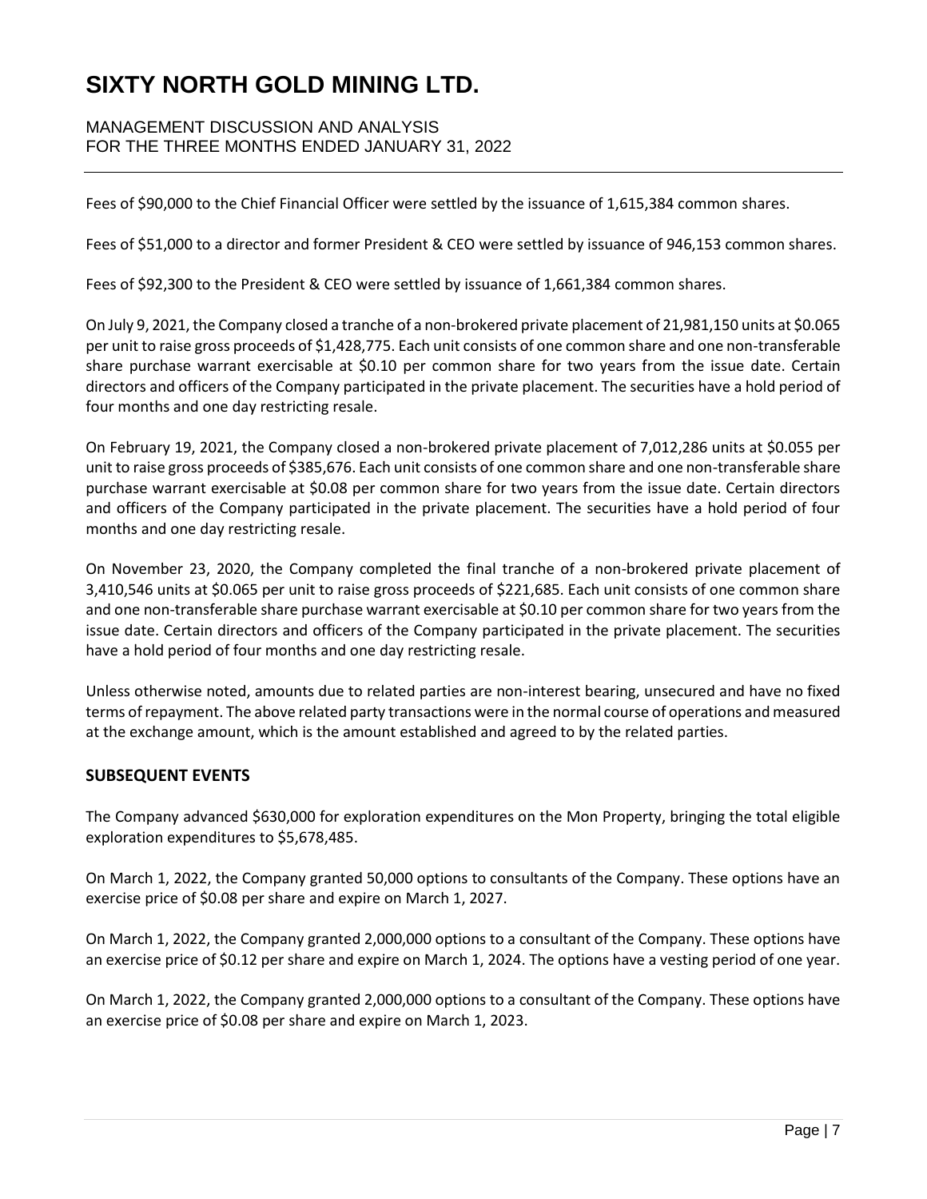Fees of $90,000 to the Chief Financial Officer were settled by the issuance of 1,615,384 common shares.

Fees of $51,000 to a director and former President & CEO were settled by issuance of 946,153 common shares.

Fees of $92,300 to the President & CEO were settled by issuance of 1,661,384 common shares.

On July 9, 2021, the Company closed a tranche of a non-brokered private placement of 21,981,150 units at $0.065 per unit to raise gross proceeds of $1,428,775. Each unit consists of one common share and one non-transferable share purchase warrant exercisable at $0.10 per common share for two years from the issue date. Certain directors and officers of the Company participated in the private placement. The securities have a hold period of four months and one day restricting resale.

On February 19, 2021, the Company closed a non-brokered private placement of 7,012,286 units at $0.055 per unit to raise gross proceeds of $385,676. Each unit consists of one common share and one non-transferable share purchase warrant exercisable at $0.08 per common share for two years from the issue date. Certain directors and officers of the Company participated in the private placement. The securities have a hold period of four months and one day restricting resale.

On November 23, 2020, the Company completed the final tranche of a non-brokered private placement of 3,410,546 units at $0.065 per unit to raise gross proceeds of $221,685. Each unit consists of one common share and one non-transferable share purchase warrant exercisable at $0.10 per common share for two years from the issue date. Certain directors and officers of the Company participated in the private placement. The securities have a hold period of four months and one day restricting resale.

Unless otherwise noted, amounts due to related parties are non-interest bearing, unsecured and have no fixed terms of repayment. The above related party transactions were in the normal course of operations and measured at the exchange amount, which is the amount established and agreed to by the related parties.

## SUBSEQUENT EVENTS

The Company advanced $630,000 for exploration expenditures on the Mon Property, bringing the total eligible exploration expenditures to $5,678,485.

On March 1, 2022, the Company granted 50,000 options to consultants of the Company. These options have an exercise price of $0.08 per share and expire on March 1, 2027.

On March 1, 2022, the Company granted 2,000,000 options to a consultant of the Company. These options have an exercise price of $0.12 per share and expire on March 1, 2024. The options have a vesting period of one year.

On March 1, 2022, the Company granted 2,000,000 options to a consultant of the Company. These options have an exercise price of $0.08 per share and expire on March 1, 2023.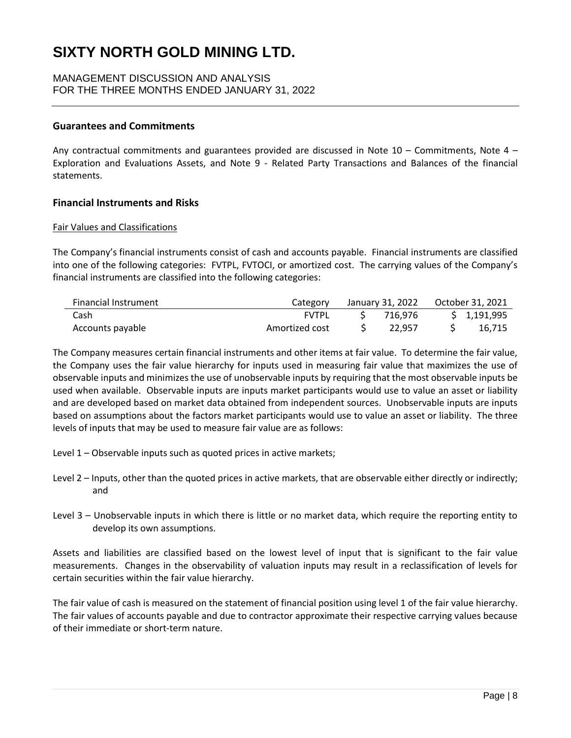## Guarantees and Commitments

Any contractual commitments and guarantees provided are discussed in Note 10 – Commitments, Note 4 – Exploration and Evaluations Assets, and Note 9 - Related Party Transactions and Balances of the financial statements.

## Financial Instruments and Risks

Fair Values and Classifications

The Company's financial instruments consist of cash and accounts payable. Financial instruments are classified into one of the following categories: FVTPL, FVTOCI, or amortized cost. The carrying values of the Company's financial instruments are classified into the following categories:

| Financial Instrument | Category | January 31, 2022 | October 31, 2021 |
|---|---|---|---|
| Cash | FVTPL | $ 716,976 | $ 1,191,995 |
| Accounts payable | Amortized cost | $ 22,957 | $ 16,715 |

The Company measures certain financial instruments and other items at fair value. To determine the fair value, the Company uses the fair value hierarchy for inputs used in measuring fair value that maximizes the use of observable inputs and minimizes the use of unobservable inputs by requiring that the most observable inputs be used when available. Observable inputs are inputs market participants would use to value an asset or liability and are developed based on market data obtained from independent sources. Unobservable inputs are inputs based on assumptions about the factors market participants would use to value an asset or liability. The three levels of inputs that may be used to measure fair value are as follows:

Level 1 – Observable inputs such as quoted prices in active markets;

Level 2 – Inputs, other than the quoted prices in active markets, that are observable either directly or indirectly; and

Level 3 – Unobservable inputs in which there is little or no market data, which require the reporting entity to develop its own assumptions.

Assets and liabilities are classified based on the lowest level of input that is significant to the fair value measurements. Changes in the observability of valuation inputs may result in a reclassification of levels for certain securities within the fair value hierarchy.

The fair value of cash is measured on the statement of financial position using level 1 of the fair value hierarchy. The fair values of accounts payable and due to contractor approximate their respective carrying values because of their immediate or short-term nature.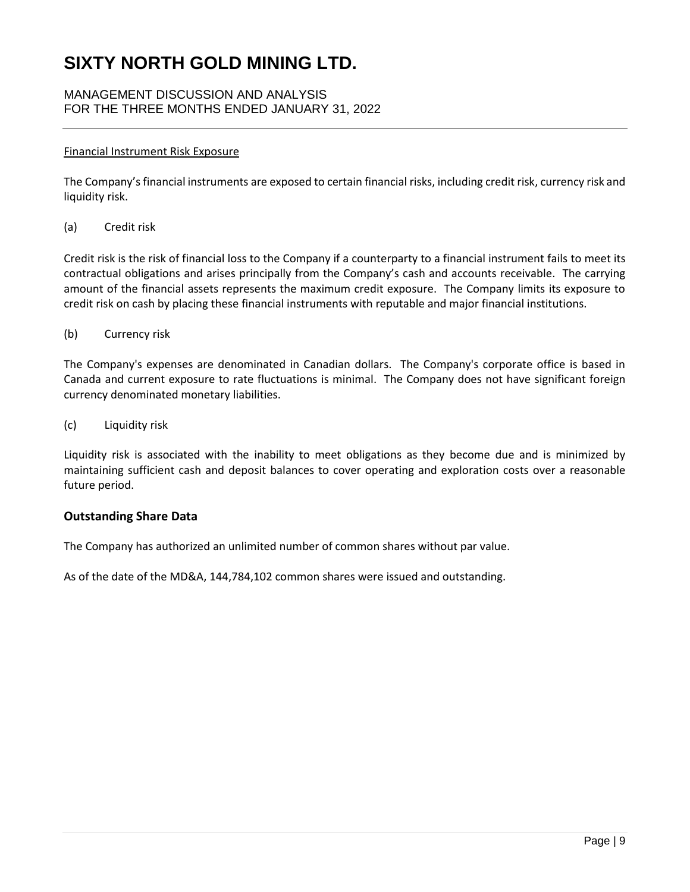Financial Instrument Risk Exposure

The Company's financial instruments are exposed to certain financial risks, including credit risk, currency risk and liquidity risk.

(a) Credit risk

Credit risk is the risk of financial loss to the Company if a counterparty to a financial instrument fails to meet its contractual obligations and arises principally from the Company's cash and accounts receivable. The carrying amount of the financial assets represents the maximum credit exposure. The Company limits its exposure to credit risk on cash by placing these financial instruments with reputable and major financial institutions.

(b) Currency risk

The Company's expenses are denominated in Canadian dollars. The Company's corporate office is based in Canada and current exposure to rate fluctuations is minimal. The Company does not have significant foreign currency denominated monetary liabilities.

(c) Liquidity risk

Liquidity risk is associated with the inability to meet obligations as they become due and is minimized by maintaining sufficient cash and deposit balances to cover operating and exploration costs over a reasonable future period.

## Outstanding Share Data

The Company has authorized an unlimited number of common shares without par value.

As of the date of the MD&A, 144,784,102 common shares were issued and outstanding.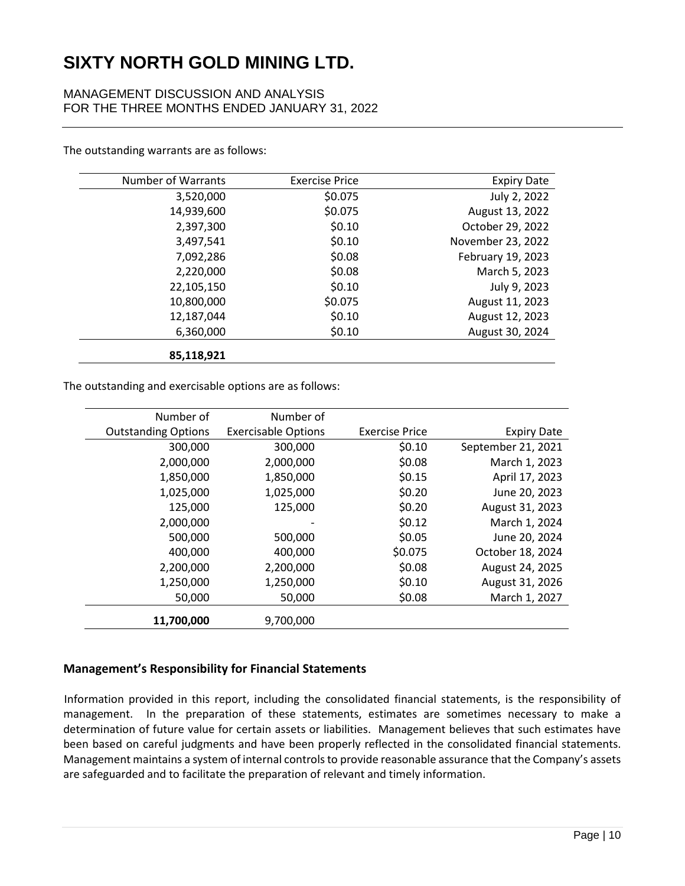The outstanding warrants are as follows:

| Number of Warrants | Exercise Price | Expiry Date |
|---:|---:|---:|
| 3,520,000 | $0.075 | July 2, 2022 |
| 14,939,600 | $0.075 | August 13, 2022 |
| 2,397,300 | $0.10 | October 29, 2022 |
| 3,497,541 | $0.10 | November 23, 2022 |
| 7,092,286 | $0.08 | February 19, 2023 |
| 2,220,000 | $0.08 | March 5, 2023 |
| 22,105,150 | $0.10 | July 9, 2023 |
| 10,800,000 | $0.075 | August 11, 2023 |
| 12,187,044 | $0.10 | August 12, 2023 |
| 6,360,000 | $0.10 | August 30, 2024 |
| **85,118,921** | | |

The outstanding and exercisable options are as follows:

| Number of Outstanding Options | Number of Exercisable Options | Exercise Price | Expiry Date |
|---:|---:|---:|---:|
| 300,000 | 300,000 | $0.10 | September 21, 2021 |
| 2,000,000 | 2,000,000 | $0.08 | March 1, 2023 |
| 1,850,000 | 1,850,000 | $0.15 | April 17, 2023 |
| 1,025,000 | 1,025,000 | $0.20 | June 20, 2023 |
| 125,000 | 125,000 | $0.20 | August 31, 2023 |
| 2,000,000 | - | $0.12 | March 1, 2024 |
| 500,000 | 500,000 | $0.05 | June 20, 2024 |
| 400,000 | 400,000 | $0.075 | October 18, 2024 |
| 2,200,000 | 2,200,000 | $0.08 | August 24, 2025 |
| 1,250,000 | 1,250,000 | $0.10 | August 31, 2026 |
| 50,000 | 50,000 | $0.08 | March 1, 2027 |
| **11,700,000** | 9,700,000 | | |

### Management's Responsibility for Financial Statements

Information provided in this report, including the consolidated financial statements, is the responsibility of management. In the preparation of these statements, estimates are sometimes necessary to make a determination of future value for certain assets or liabilities. Management believes that such estimates have been based on careful judgments and have been properly reflected in the consolidated financial statements. Management maintains a system of internal controls to provide reasonable assurance that the Company's assets are safeguarded and to facilitate the preparation of relevant and timely information.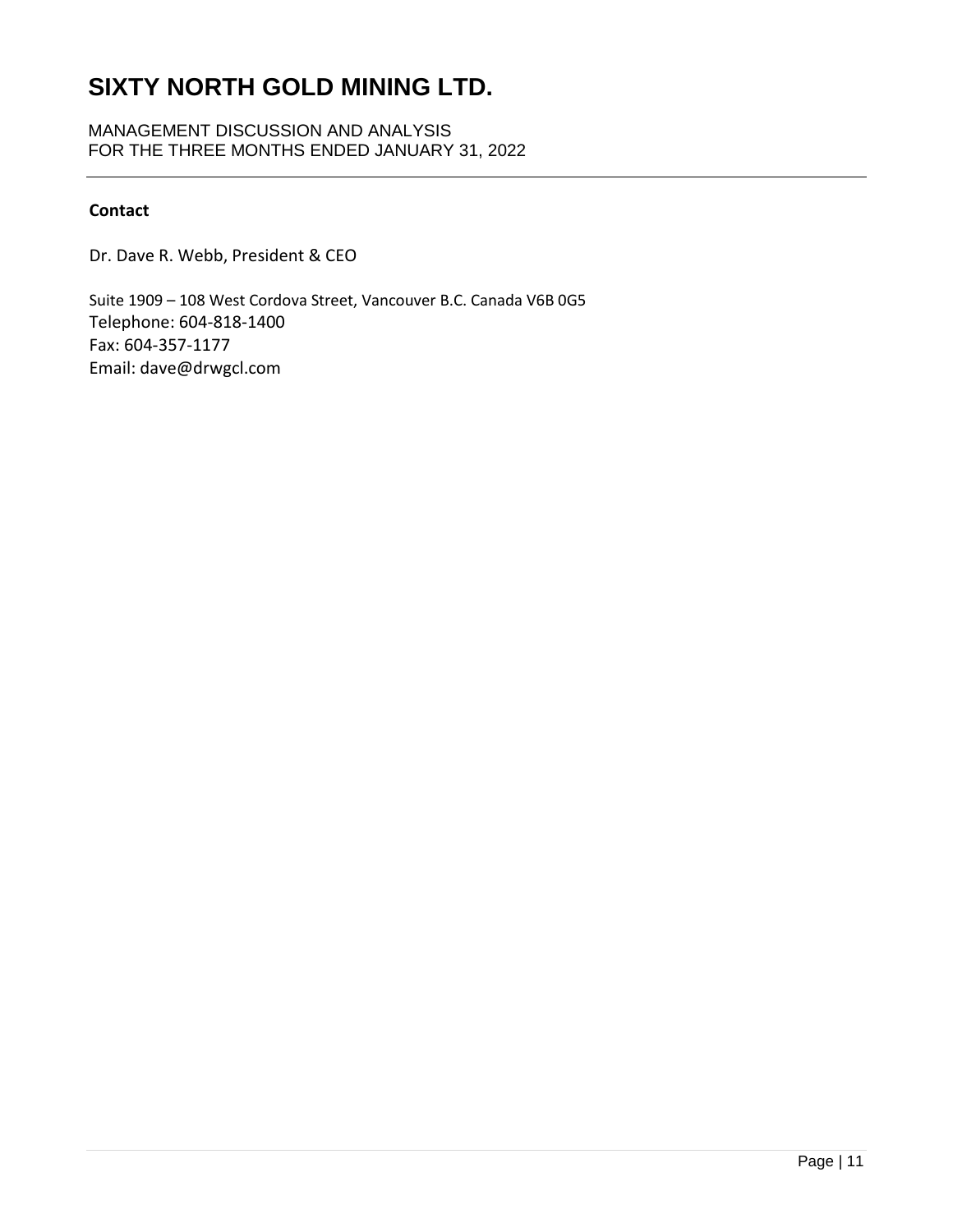**Contact**

Dr. Dave R. Webb, President & CEO

Suite 1909 – 108 West Cordova Street, Vancouver B.C. Canada V6B 0G5
Telephone: 604-818-1400
Fax: 604-357-1177
Email: dave@drwgcl.com